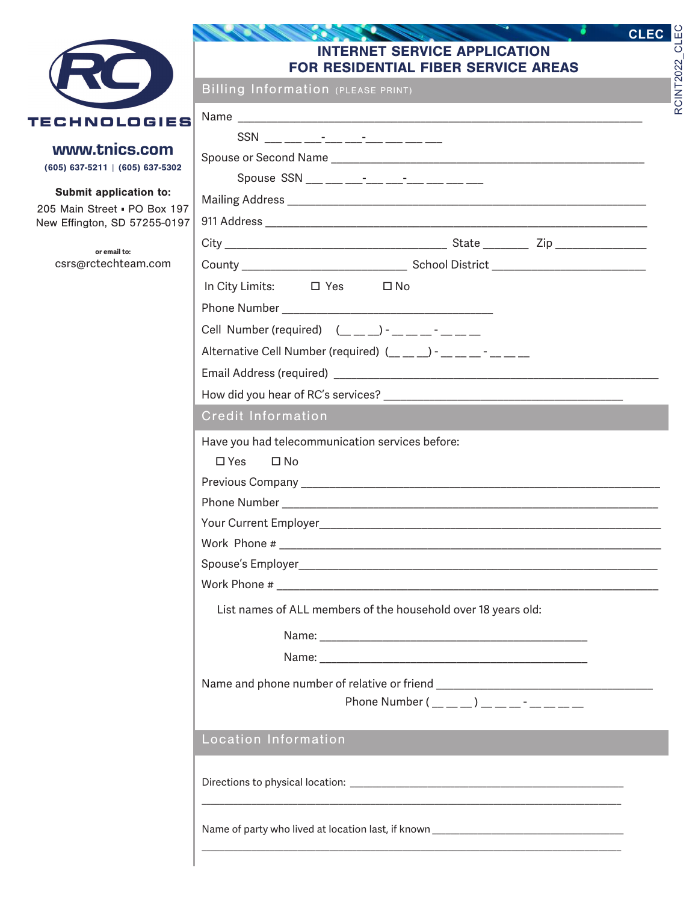RC TECHNOLOGIES

**www.tnics.com**

**(605) 637-5211 | (605) 637-5302**

**Submit application to:**

205 Main Street ▪ PO Box 197
New Effington, SD 57255-0197

or email to:
csrs@rctechteam.com

CLEC

RCINT2022_CLEC

# INTERNET SERVICE APPLICATION FOR RESIDENTIAL FIBER SERVICE AREAS

## Billing Information (PLEASE PRINT)

Name ___________________________________________

SSN ___ ___ ___-___ ___-___ ___ ___ ___

Spouse or Second Name ___________________________________________

Spouse SSN ___ ___ ___-___ ___-___ ___ ___ ___

Mailing Address ___________________________________________

911 Address ___________________________________________

City ______________________ State _______ Zip ______________

County ______________________ School District ______________________

In City Limits: ☐ Yes ☐ No

Phone Number ______________________________

Cell Number (required) (__ __ __) - __ __ __ - __ __ __

Alternative Cell Number (required) (__ __ __) - __ __ __ - __ __ __

Email Address (required) ___________________________________________

How did you hear of RC's services? ______________________________

## Credit Information

Have you had telecommunication services before:

☐ Yes ☐ No

Previous Company ___________________________________________

Phone Number ___________________________________________

Your Current Employer___________________________________________

Work Phone # ___________________________________________

Spouse's Employer___________________________________________

Work Phone # ___________________________________________

List names of ALL members of the household over 18 years old:

Name: ______________________________________

Name: ______________________________________

Name and phone number of relative or friend ______________________________

Phone Number ( __ __ __ ) __ __ __ - __ __ __ __

## Location Information

Directions to physical location: ___________________________________________

___________________________________________

Name of party who lived at location last, if known ______________________________

___________________________________________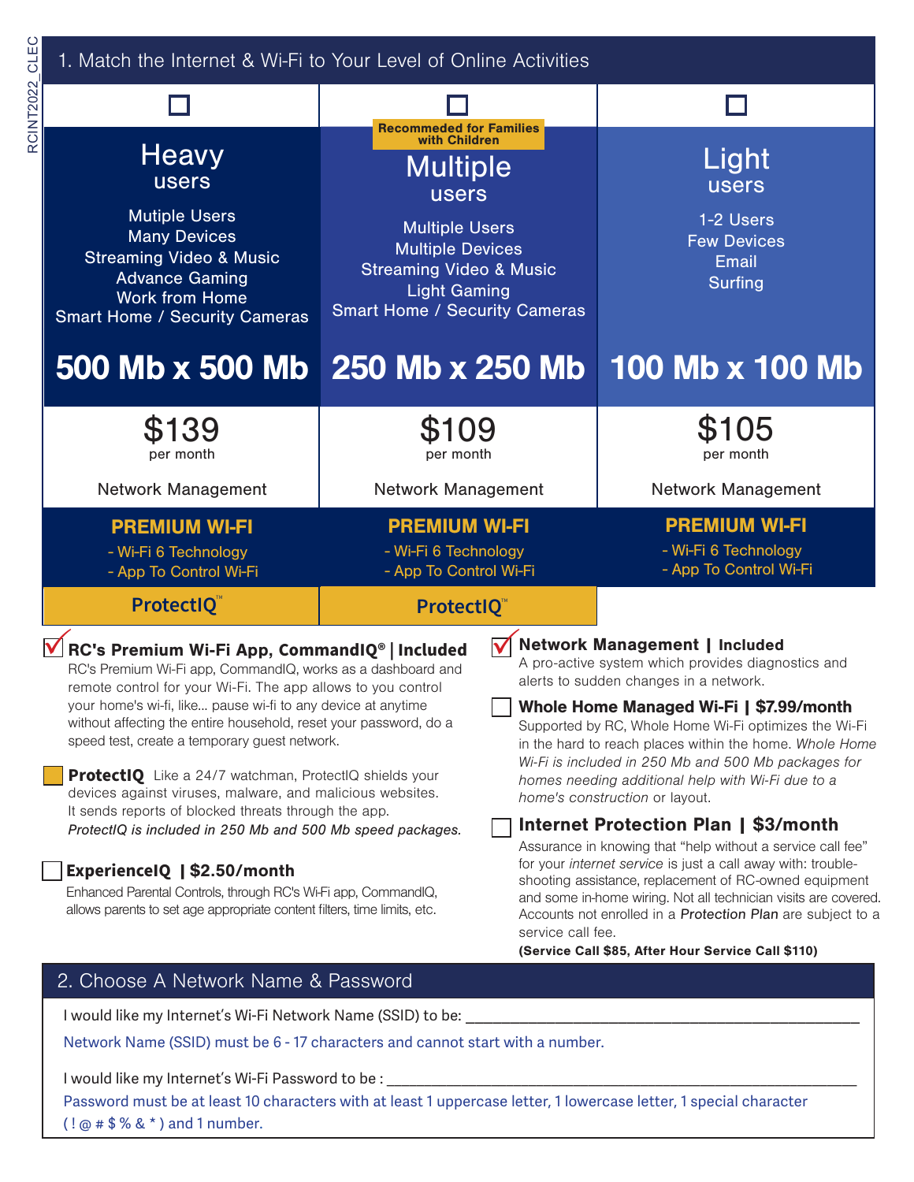## 1. Match the Internet & Wi-Fi to Your Level of Online Activities

| ☐ Heavy users | ☐ Multiple users (Recommeded for Families with Children) | ☐ Light users |
|---|---|---|
| Mutiple Users<br>Many Devices<br>Streaming Video & Music<br>Advance Gaming<br>Work from Home<br>Smart Home / Security Cameras | Multiple Users<br>Multiple Devices<br>Streaming Video & Music<br>Light Gaming<br>Smart Home / Security Cameras | 1-2 Users<br>Few Devices<br>Email<br>Surfing |
| **500 Mb x 500 Mb** | **250 Mb x 250 Mb** | **100 Mb x 100 Mb** |
| $139 per month | $109 per month | $105 per month |
| Network Management | Network Management | Network Management |
| **PREMIUM WI-FI**<br>- Wi-Fi 6 Technology<br>- App To Control Wi-Fi | **PREMIUM WI-FI**<br>- Wi-Fi 6 Technology<br>- App To Control Wi-Fi | **PREMIUM WI-FI**<br>- Wi-Fi 6 Technology<br>- App To Control Wi-Fi |
| ProtectIQ™ | ProtectIQ™ | |

☑ **RC's Premium Wi-Fi App, CommandIQ® | Included**
RC's Premium Wi-Fi app, CommandIQ, works as a dashboard and remote control for your Wi-Fi. The app allows to you control your home's wi-fi, like... pause wi-fi to any device at anytime without affecting the entire household, reset your password, do a speed test, create a temporary guest network.

**ProtectIQ** Like a 24/7 watchman, ProtectIQ shields your devices against viruses, malware, and malicious websites. It sends reports of blocked threats through the app. *ProtectIQ is included in 250 Mb and 500 Mb speed packages.*

☐ **ExperienceIQ | $2.50/month**
Enhanced Parental Controls, through RC's Wi-Fi app, CommandIQ, allows parents to set age appropriate content filters, time limits, etc.

☑ **Network Management | Included**
A pro-active system which provides diagnostics and alerts to sudden changes in a network.

☐ **Whole Home Managed Wi-Fi | $7.99/month**
Supported by RC, Whole Home Wi-Fi optimizes the Wi-Fi in the hard to reach places within the home. *Whole Home Wi-Fi is included in 250 Mb and 500 Mb packages for homes needing additional help with Wi-Fi due to a home's construction* or layout.

☐ **Internet Protection Plan | $3/month**
Assurance in knowing that "help without a service call fee" for your *internet service* is just a call away with: trouble-shooting assistance, replacement of RC-owned equipment and some in-home wiring. Not all technician visits are covered. Accounts not enrolled in a *Protection Plan* are subject to a service call fee.
**(Service Call $85, After Hour Service Call $110)**

## 2. Choose A Network Name & Password

I would like my Internet's Wi-Fi Network Name (SSID) to be: ____________________

Network Name (SSID) must be 6 - 17 characters and cannot start with a number.

I would like my Internet's Wi-Fi Password to be : ____________________

Password must be at least 10 characters with at least 1 uppercase letter, 1 lowercase letter, 1 special character ( ! @ # $ % & * ) and 1 number.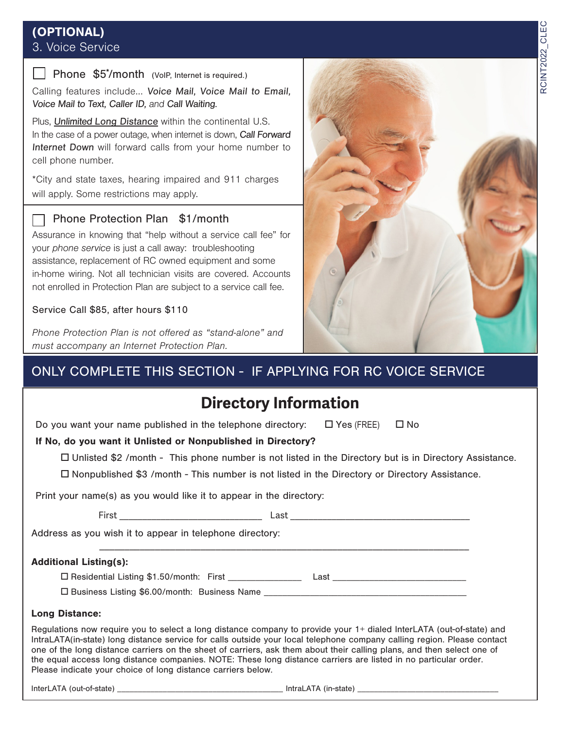## (OPTIONAL)

## 3. Voice Service

☐ Phone $5*/month (VoIP, Internet is required.)

Calling features include... *Voice Mail, Voice Mail to Email, Voice Mail to Text, Caller ID,* and *Call Waiting.*

Plus, ***Unlimited Long Distance*** within the continental U.S. In the case of a power outage, when internet is down, ***Call Forward Internet Down*** will forward calls from your home number to cell phone number.

*City and state taxes, hearing impaired and 911 charges will apply. Some restrictions may apply.

☐ Phone Protection Plan $1/month

Assurance in knowing that "help without a service call fee" for your *phone service* is just a call away: troubleshooting assistance, replacement of RC owned equipment and some in-home wiring. Not all technician visits are covered. Accounts not enrolled in Protection Plan are subject to a service call fee.

Service Call $85, after hours $110

*Phone Protection Plan is not offered as "stand-alone" and must accompany an Internet Protection Plan.*

## ONLY COMPLETE THIS SECTION - IF APPLYING FOR RC VOICE SERVICE

## Directory Information

Do you want your name published in the telephone directory: ☐ Yes (FREE) ☐ No

**If No, do you want it Unlisted or Nonpublished in Directory?**

☐ Unlisted $2 /month - This phone number is not listed in the Directory but is in Directory Assistance.

☐ Nonpublished $3 /month - This number is not listed in the Directory or Directory Assistance.

Print your name(s) as you would like it to appear in the directory:

First ____________________________ Last ___________________________________

Address as you wish it to appear in telephone directory:

_________________________________________________________________________

**Additional Listing(s):**

☐ Residential Listing $1.50/month: First _______________ Last ____________________________

☐ Business Listing $6.00/month: Business Name ___________________________________________

**Long Distance:**

Regulations now require you to select a long distance company to provide your 1+ dialed InterLATA (out-of-state) and IntraLATA(in-state) long distance service for calls outside your local telephone company calling region. Please contact one of the long distance carriers on the sheet of carriers, ask them about their calling plans, and then select one of the equal access long distance companies. NOTE: These long distance carriers are listed in no particular order. Please indicate your choice of long distance carriers below.

InterLATA (out-of-state) ____________________________________ IntraLATA (in-state) ________________________________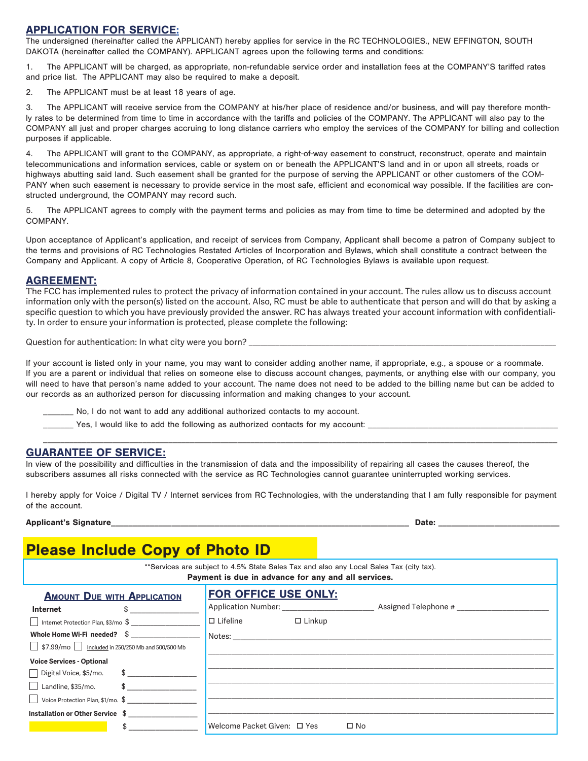## APPLICATION FOR SERVICE:

The undersigned (hereinafter called the APPLICANT) hereby applies for service in the RC TECHNOLOGIES., NEW EFFINGTON, SOUTH DAKOTA (hereinafter called the COMPANY). APPLICANT agrees upon the following terms and conditions:

1. The APPLICANT will be charged, as appropriate, non-refundable service order and installation fees at the COMPANY'S tariffed rates and price list. The APPLICANT may also be required to make a deposit.

2. The APPLICANT must be at least 18 years of age.

3. The APPLICANT will receive service from the COMPANY at his/her place of residence and/or business, and will pay therefore monthly rates to be determined from time to time in accordance with the tariffs and policies of the COMPANY. The APPLICANT will also pay to the COMPANY all just and proper charges accruing to long distance carriers who employ the services of the COMPANY for billing and collection purposes if applicable.

4. The APPLICANT will grant to the COMPANY, as appropriate, a right-of-way easement to construct, reconstruct, operate and maintain telecommunications and information services, cable or system on or beneath the APPLICANT'S land and in or upon all streets, roads or highways abutting said land. Such easement shall be granted for the purpose of serving the APPLICANT or other customers of the COMPANY when such easement is necessary to provide service in the most safe, efficient and economical way possible. If the facilities are constructed underground, the COMPANY may record such.

5. The APPLICANT agrees to comply with the payment terms and policies as may from time to time be determined and adopted by the COMPANY.

Upon acceptance of Applicant's application, and receipt of services from Company, Applicant shall become a patron of Company subject to the terms and provisions of RC Technologies Restated Articles of Incorporation and Bylaws, which shall constitute a contract between the Company and Applicant. A copy of Article 8, Cooperative Operation, of RC Technologies Bylaws is available upon request.

## AGREEMENT:

The FCC has implemented rules to protect the privacy of information contained in your account. The rules allow us to discuss account information only with the person(s) listed on the account. Also, RC must be able to authenticate that person and will do that by asking a specific question to which you have previously provided the answer. RC has always treated your account information with confidentiality. In order to ensure your information is protected, please complete the following:

Question for authentication: In what city were you born? ____________________________________________

If your account is listed only in your name, you may want to consider adding another name, if appropriate, e.g., a spouse or a roommate. If you are a parent or individual that relies on someone else to discuss account changes, payments, or anything else with our company, you will need to have that person's name added to your account. The name does not need to be added to the billing name but can be added to our records as an authorized person for discussing information and making changes to your account.

_______ No, I do not want to add any additional authorized contacts to my account.

_______ Yes, I would like to add the following as authorized contacts for my account: ____________________________

____________________________________________________________________________

## GUARANTEE OF SERVICE:

In view of the possibility and difficulties in the transmission of data and the impossibility of repairing all cases the causes thereof, the subscribers assumes all risks connected with the service as RC Technologies cannot guarantee uninterrupted working services.

I hereby apply for Voice / Digital TV / Internet services from RC Technologies, with the understanding that I am fully responsible for payment of the account.

**Applicant's Signature**____________________________________________ **Date:** ____________________

# Please Include Copy of Photo ID

**Services are subject to 4.5% State Sales Tax and also any Local Sales Tax (city tax).

**Payment is due in advance for any and all services.**

### AMOUNT DUE WITH APPLICATION

**Internet** $ ____________

☐ Internet Protection Plan, $3/mo $ ____________

**Whole Home Wi-Fi needed?** $ ____________

☐ $7.99/mo ☐ Included in 250/250 Mb and 500/500 Mb

**Voice Services - Optional**

☐ Digital Voice, $5/mo. $ ____________

☐ Landline, $35/mo. $ ____________

☐ Voice Protection Plan, $1/mo. $ ____________

**Installation or Other Service** $ ____________

$ ____________

### FOR OFFICE USE ONLY:

Application Number: ____________________ Assigned Telephone # ____________________

☐ Lifeline ☐ Linkup

Notes: ____________________________________________

____________________________________________

____________________________________________

____________________________________________

____________________________________________

____________________________________________

Welcome Packet Given: ☐ Yes ☐ No